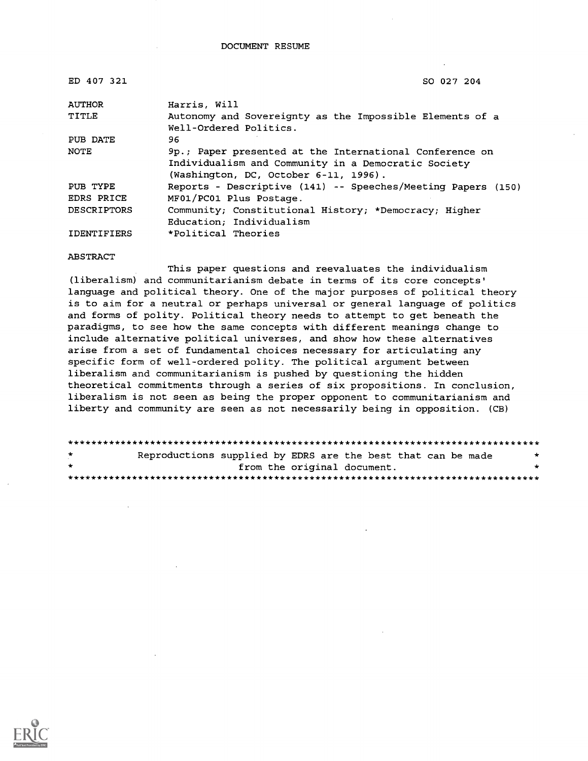DOCUMENT RESUME

| | |
|---|---|
| ED 407 321 | SO 027 204 |
| AUTHOR | Harris, Will |
| TITLE | Autonomy and Sovereignty as the Impossible Elements of a Well-Ordered Politics. |
| PUB DATE | 96 |
| NOTE | 9p.; Paper presented at the International Conference on Individualism and Community in a Democratic Society (Washington, DC, October 6-11, 1996). |
| PUB TYPE | Reports - Descriptive (141) -- Speeches/Meeting Papers (150) |
| EDRS PRICE | MF01/PC01 Plus Postage. |
| DESCRIPTORS | Community; Constitutional History; *Democracy; Higher Education; Individualism |
| IDENTIFIERS | *Political Theories |

ABSTRACT

This paper questions and reevaluates the individualism (liberalism) and communitarianism debate in terms of its core concepts' language and political theory. One of the major purposes of political theory is to aim for a neutral or perhaps universal or general language of politics and forms of polity. Political theory needs to attempt to get beneath the paradigms, to see how the same concepts with different meanings change to include alternative political universes, and show how these alternatives arise from a set of fundamental choices necessary for articulating any specific form of well-ordered polity. The political argument between liberalism and communitarianism is pushed by questioning the hidden theoretical commitments through a series of six propositions. In conclusion, liberalism is not seen as being the proper opponent to communitarianism and liberty and community are seen as not necessarily being in opposition. (CB)

********************************************************************************
* Reproductions supplied by EDRS are the best that can be made *
* from the original document. *
********************************************************************************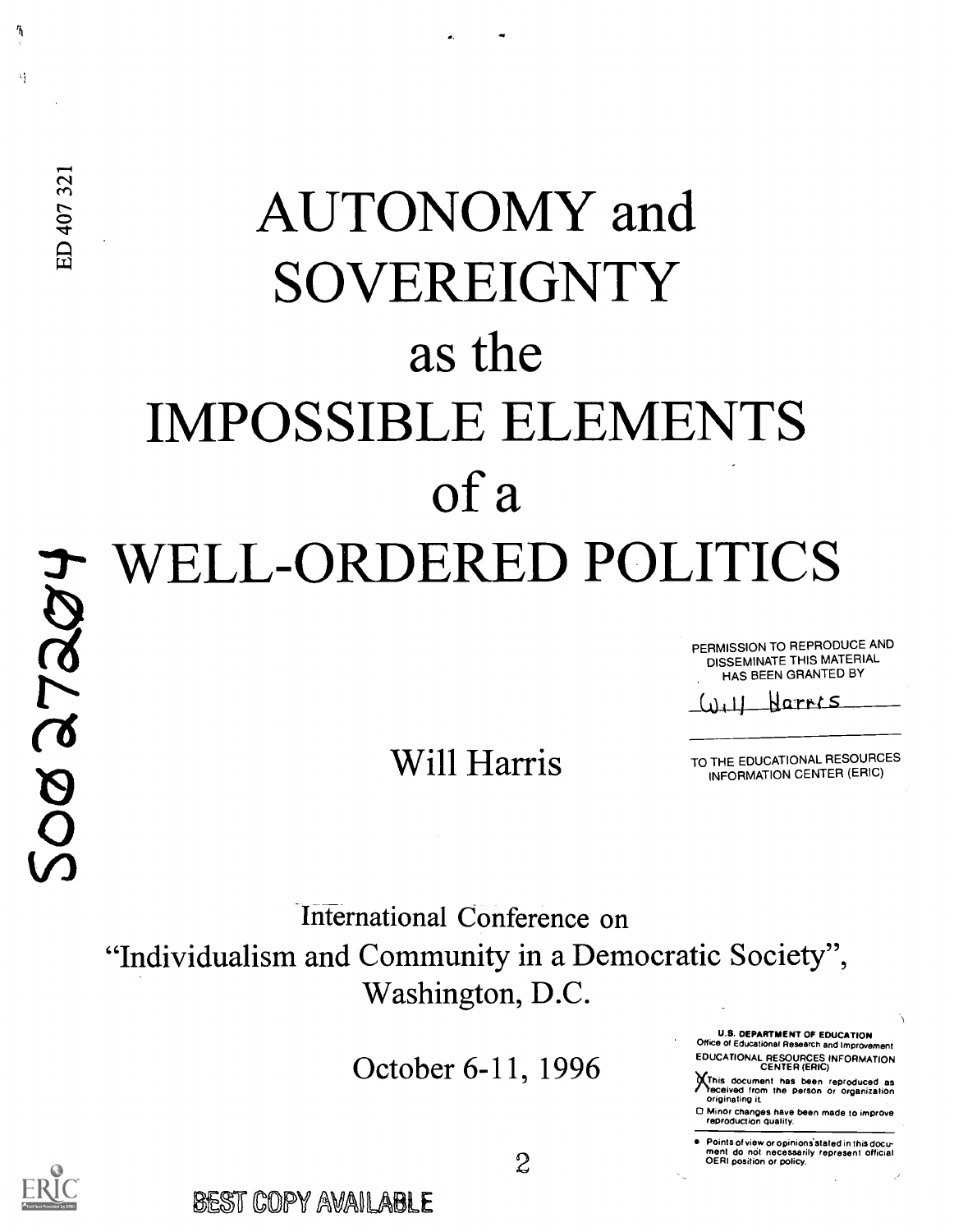ED 407 321

# AUTONOMY and SOVEREIGNTY as the IMPOSSIBLE ELEMENTS of a WELL-ORDERED POLITICS

SO027204

Will Harris

PERMISSION TO REPRODUCE AND DISSEMINATE THIS MATERIAL HAS BEEN GRANTED BY

Will Harris

TO THE EDUCATIONAL RESOURCES INFORMATION CENTER (ERIC)

International Conference on
"Individualism and Community in a Democratic Society",
Washington, D.C.

October 6-11, 1996

U.S. DEPARTMENT OF EDUCATION
Office of Educational Research and Improvement
EDUCATIONAL RESOURCES INFORMATION CENTER (ERIC)

- [X] This document has been reproduced as received from the person or organization originating it.
- [ ] Minor changes have been made to improve reproduction quality.

- Points of view or opinions stated in this document do not necessarily represent official OERI position or policy.

BEST COPY AVAILABLE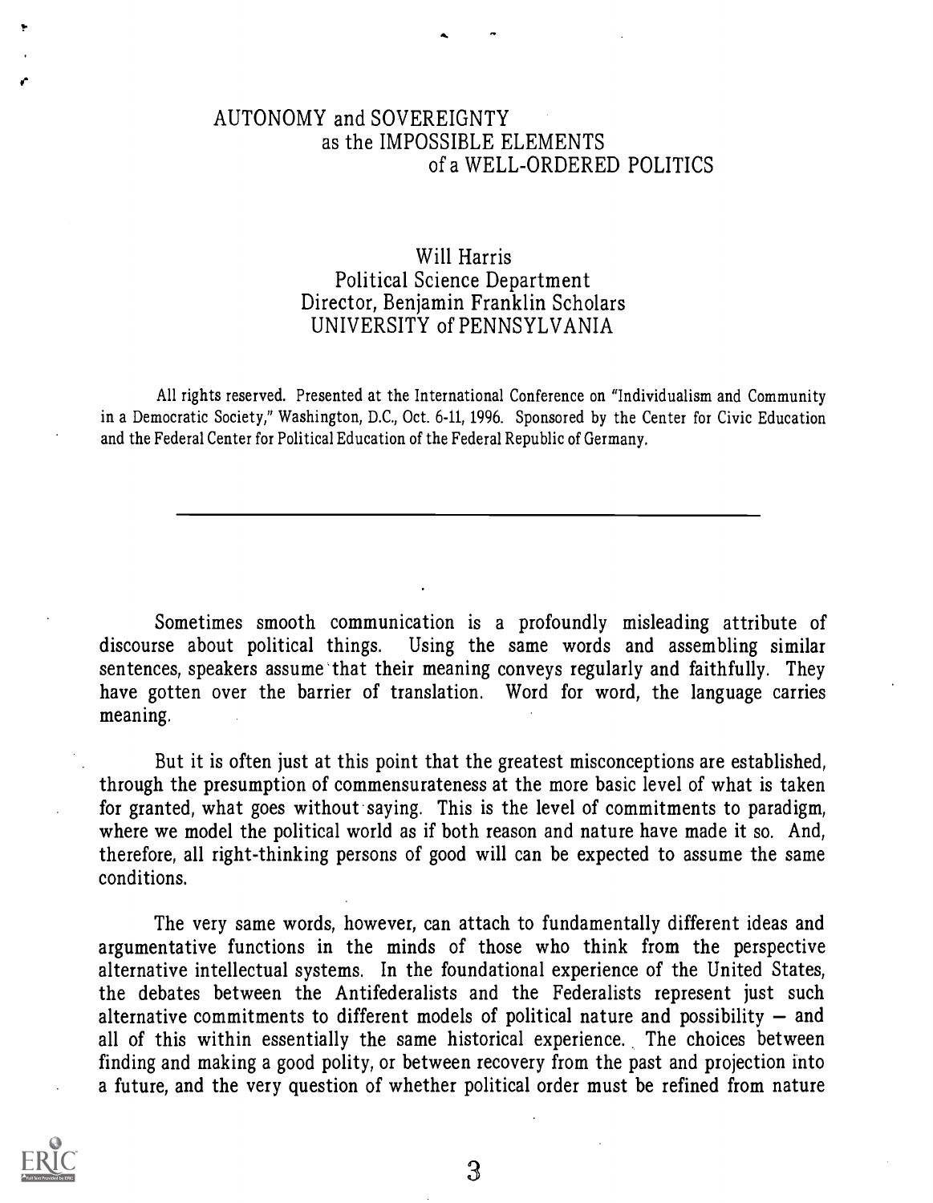# AUTONOMY and SOVEREIGNTY as the IMPOSSIBLE ELEMENTS of a WELL-ORDERED POLITICS

Will Harris
Political Science Department
Director, Benjamin Franklin Scholars
UNIVERSITY of PENNSYLVANIA

All rights reserved. Presented at the International Conference on "Individualism and Community in a Democratic Society," Washington, D.C., Oct. 6-11, 1996. Sponsored by the Center for Civic Education and the Federal Center for Political Education of the Federal Republic of Germany.

---

Sometimes smooth communication is a profoundly misleading attribute of discourse about political things. Using the same words and assembling similar sentences, speakers assume that their meaning conveys regularly and faithfully. They have gotten over the barrier of translation. Word for word, the language carries meaning.

But it is often just at this point that the greatest misconceptions are established, through the presumption of commensurateness at the more basic level of what is taken for granted, what goes without saying. This is the level of commitments to paradigm, where we model the political world as if both reason and nature have made it so. And, therefore, all right-thinking persons of good will can be expected to assume the same conditions.

The very same words, however, can attach to fundamentally different ideas and argumentative functions in the minds of those who think from the perspective alternative intellectual systems. In the foundational experience of the United States, the debates between the Antifederalists and the Federalists represent just such alternative commitments to different models of political nature and possibility — and all of this within essentially the same historical experience. The choices between finding and making a good polity, or between recovery from the past and projection into a future, and the very question of whether political order must be refined from nature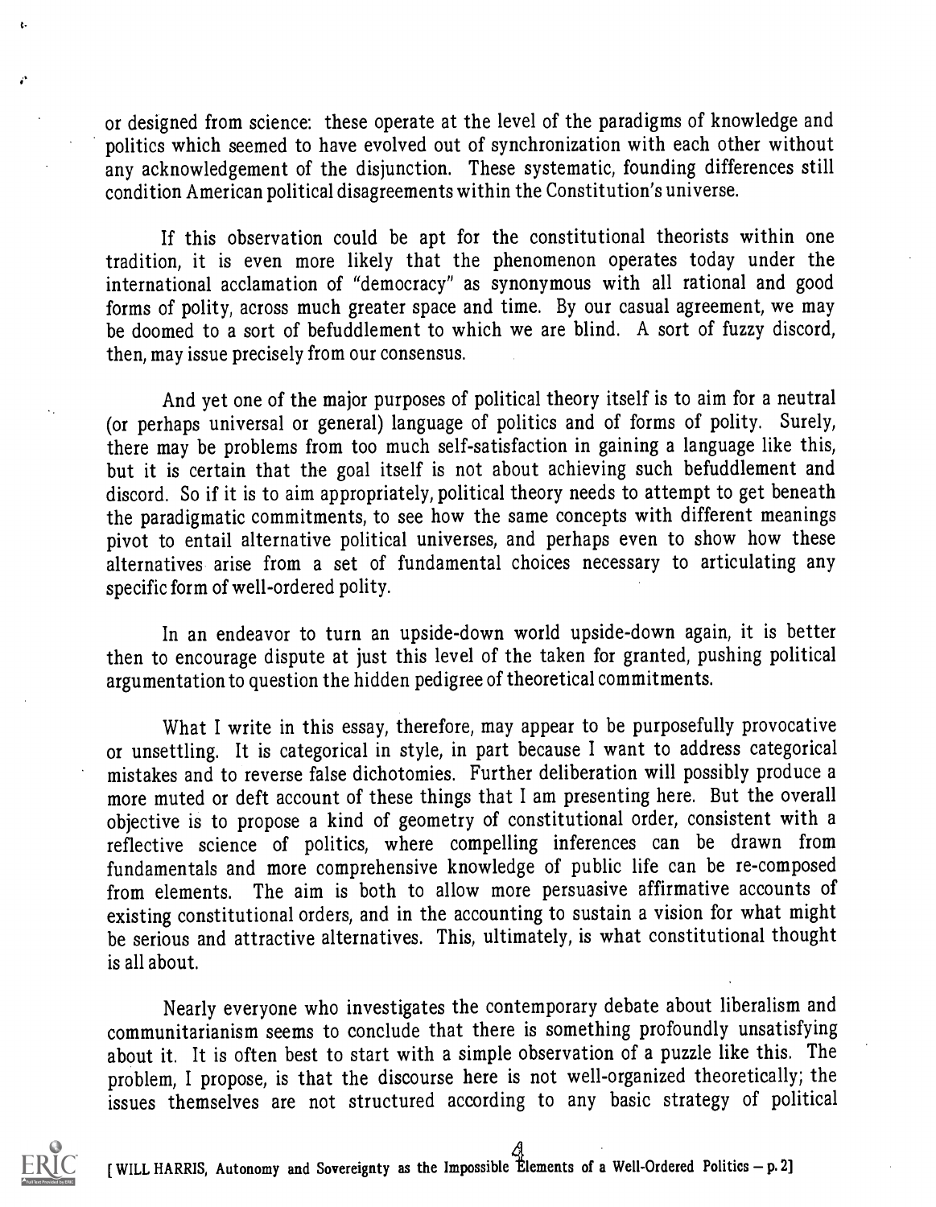or designed from science: these operate at the level of the paradigms of knowledge and politics which seemed to have evolved out of synchronization with each other without any acknowledgement of the disjunction. These systematic, founding differences still condition American political disagreements within the Constitution's universe.

If this observation could be apt for the constitutional theorists within one tradition, it is even more likely that the phenomenon operates today under the international acclamation of "democracy" as synonymous with all rational and good forms of polity, across much greater space and time. By our casual agreement, we may be doomed to a sort of befuddlement to which we are blind. A sort of fuzzy discord, then, may issue precisely from our consensus.

And yet one of the major purposes of political theory itself is to aim for a neutral (or perhaps universal or general) language of politics and of forms of polity. Surely, there may be problems from too much self-satisfaction in gaining a language like this, but it is certain that the goal itself is not about achieving such befuddlement and discord. So if it is to aim appropriately, political theory needs to attempt to get beneath the paradigmatic commitments, to see how the same concepts with different meanings pivot to entail alternative political universes, and perhaps even to show how these alternatives arise from a set of fundamental choices necessary to articulating any specific form of well-ordered polity.

In an endeavor to turn an upside-down world upside-down again, it is better then to encourage dispute at just this level of the taken for granted, pushing political argumentation to question the hidden pedigree of theoretical commitments.

What I write in this essay, therefore, may appear to be purposefully provocative or unsettling. It is categorical in style, in part because I want to address categorical mistakes and to reverse false dichotomies. Further deliberation will possibly produce a more muted or deft account of these things that I am presenting here. But the overall objective is to propose a kind of geometry of constitutional order, consistent with a reflective science of politics, where compelling inferences can be drawn from fundamentals and more comprehensive knowledge of public life can be re-composed from elements. The aim is both to allow more persuasive affirmative accounts of existing constitutional orders, and in the accounting to sustain a vision for what might be serious and attractive alternatives. This, ultimately, is what constitutional thought is all about.

Nearly everyone who investigates the contemporary debate about liberalism and communitarianism seems to conclude that there is something profoundly unsatisfying about it. It is often best to start with a simple observation of a puzzle like this. The problem, I propose, is that the discourse here is not well-organized theoretically; the issues themselves are not structured according to any basic strategy of political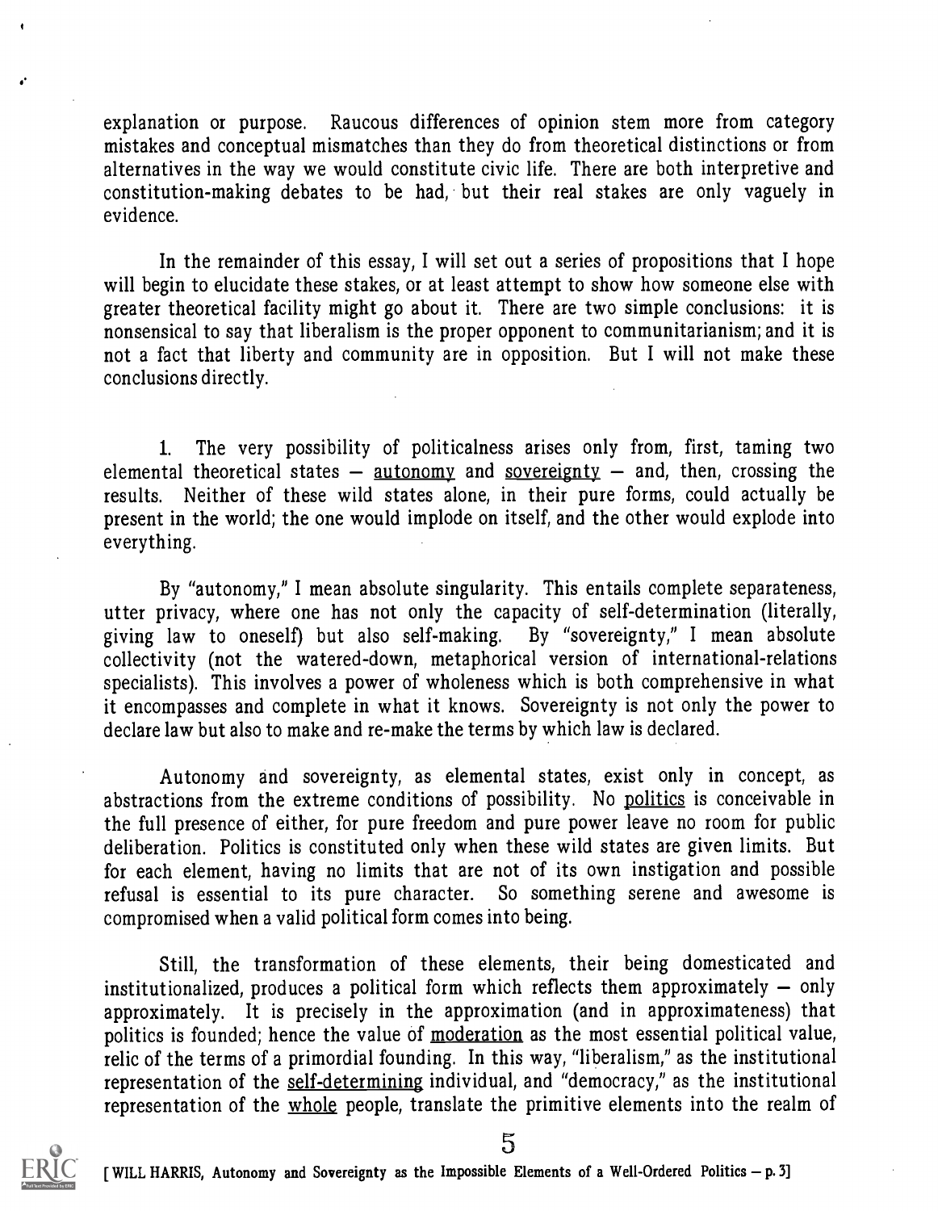explanation or purpose. Raucous differences of opinion stem more from category mistakes and conceptual mismatches than they do from theoretical distinctions or from alternatives in the way we would constitute civic life. There are both interpretive and constitution-making debates to be had, but their real stakes are only vaguely in evidence.

In the remainder of this essay, I will set out a series of propositions that I hope will begin to elucidate these stakes, or at least attempt to show how someone else with greater theoretical facility might go about it. There are two simple conclusions: it is nonsensical to say that liberalism is the proper opponent to communitarianism; and it is not a fact that liberty and community are in opposition. But I will not make these conclusions directly.

1. The very possibility of politicalness arises only from, first, taming two elemental theoretical states — autonomy and sovereignty — and, then, crossing the results. Neither of these wild states alone, in their pure forms, could actually be present in the world; the one would implode on itself, and the other would explode into everything.

By "autonomy," I mean absolute singularity. This entails complete separateness, utter privacy, where one has not only the capacity of self-determination (literally, giving law to oneself) but also self-making. By "sovereignty," I mean absolute collectivity (not the watered-down, metaphorical version of international-relations specialists). This involves a power of wholeness which is both comprehensive in what it encompasses and complete in what it knows. Sovereignty is not only the power to declare law but also to make and re-make the terms by which law is declared.

Autonomy and sovereignty, as elemental states, exist only in concept, as abstractions from the extreme conditions of possibility. No politics is conceivable in the full presence of either, for pure freedom and pure power leave no room for public deliberation. Politics is constituted only when these wild states are given limits. But for each element, having no limits that are not of its own instigation and possible refusal is essential to its pure character. So something serene and awesome is compromised when a valid political form comes into being.

Still, the transformation of these elements, their being domesticated and institutionalized, produces a political form which reflects them approximately — only approximately. It is precisely in the approximation (and in approximateness) that politics is founded; hence the value of moderation as the most essential political value, relic of the terms of a primordial founding. In this way, "liberalism," as the institutional representation of the self-determining individual, and "democracy," as the institutional representation of the whole people, translate the primitive elements into the realm of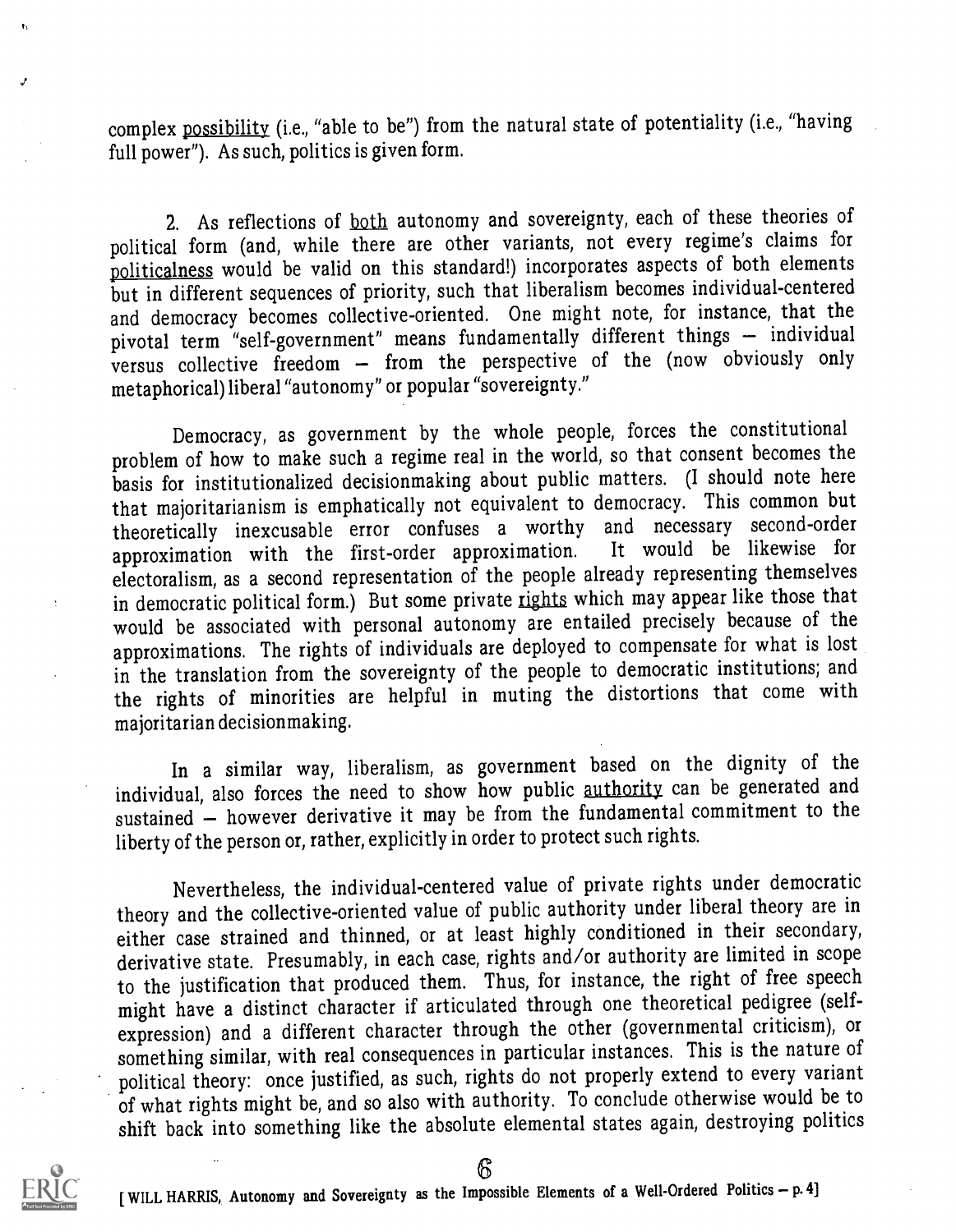complex possibility (i.e., "able to be") from the natural state of potentiality (i.e., "having full power"). As such, politics is given form.

2. As reflections of both autonomy and sovereignty, each of these theories of political form (and, while there are other variants, not every regime's claims for politicalness would be valid on this standard!) incorporates aspects of both elements but in different sequences of priority, such that liberalism becomes individual-centered and democracy becomes collective-oriented. One might note, for instance, that the pivotal term "self-government" means fundamentally different things — individual versus collective freedom — from the perspective of the (now obviously only metaphorical) liberal "autonomy" or popular "sovereignty."

Democracy, as government by the whole people, forces the constitutional problem of how to make such a regime real in the world, so that consent becomes the basis for institutionalized decisionmaking about public matters. (I should note here that majoritarianism is emphatically not equivalent to democracy. This common but theoretically inexcusable error confuses a worthy and necessary second-order approximation with the first-order approximation. It would be likewise for electoralism, as a second representation of the people already representing themselves in democratic political form.) But some private rights which may appear like those that would be associated with personal autonomy are entailed precisely because of the approximations. The rights of individuals are deployed to compensate for what is lost in the translation from the sovereignty of the people to democratic institutions; and the rights of minorities are helpful in muting the distortions that come with majoritarian decisionmaking.

In a similar way, liberalism, as government based on the dignity of the individual, also forces the need to show how public authority can be generated and sustained — however derivative it may be from the fundamental commitment to the liberty of the person or, rather, explicitly in order to protect such rights.

Nevertheless, the individual-centered value of private rights under democratic theory and the collective-oriented value of public authority under liberal theory are in either case strained and thinned, or at least highly conditioned in their secondary, derivative state. Presumably, in each case, rights and/or authority are limited in scope to the justification that produced them. Thus, for instance, the right of free speech might have a distinct character if articulated through one theoretical pedigree (self-expression) and a different character through the other (governmental criticism), or something similar, with real consequences in particular instances. This is the nature of political theory: once justified, as such, rights do not properly extend to every variant of what rights might be, and so also with authority. To conclude otherwise would be to shift back into something like the absolute elemental states again, destroying politics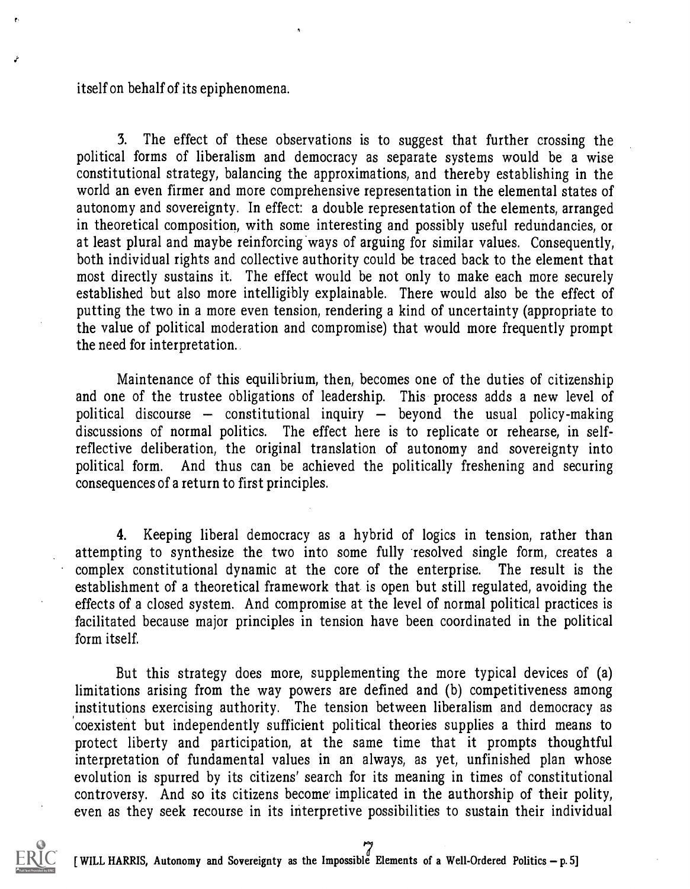itself on behalf of its epiphenomena.

3. The effect of these observations is to suggest that further crossing the political forms of liberalism and democracy as separate systems would be a wise constitutional strategy, balancing the approximations, and thereby establishing in the world an even firmer and more comprehensive representation in the elemental states of autonomy and sovereignty. In effect: a double representation of the elements, arranged in theoretical composition, with some interesting and possibly useful redundancies, or at least plural and maybe reinforcing ways of arguing for similar values. Consequently, both individual rights and collective authority could be traced back to the element that most directly sustains it. The effect would be not only to make each more securely established but also more intelligibly explainable. There would also be the effect of putting the two in a more even tension, rendering a kind of uncertainty (appropriate to the value of political moderation and compromise) that would more frequently prompt the need for interpretation.

Maintenance of this equilibrium, then, becomes one of the duties of citizenship and one of the trustee obligations of leadership. This process adds a new level of political discourse — constitutional inquiry — beyond the usual policy-making discussions of normal politics. The effect here is to replicate or rehearse, in self-reflective deliberation, the original translation of autonomy and sovereignty into political form. And thus can be achieved the politically freshening and securing consequences of a return to first principles.

4. Keeping liberal democracy as a hybrid of logics in tension, rather than attempting to synthesize the two into some fully resolved single form, creates a complex constitutional dynamic at the core of the enterprise. The result is the establishment of a theoretical framework that is open but still regulated, avoiding the effects of a closed system. And compromise at the level of normal political practices is facilitated because major principles in tension have been coordinated in the political form itself.

But this strategy does more, supplementing the more typical devices of (a) limitations arising from the way powers are defined and (b) competitiveness among institutions exercising authority. The tension between liberalism and democracy as coexistent but independently sufficient political theories supplies a third means to protect liberty and participation, at the same time that it prompts thoughtful interpretation of fundamental values in an always, as yet, unfinished plan whose evolution is spurred by its citizens' search for its meaning in times of constitutional controversy. And so its citizens become implicated in the authorship of their polity, even as they seek recourse in its interpretive possibilities to sustain their individual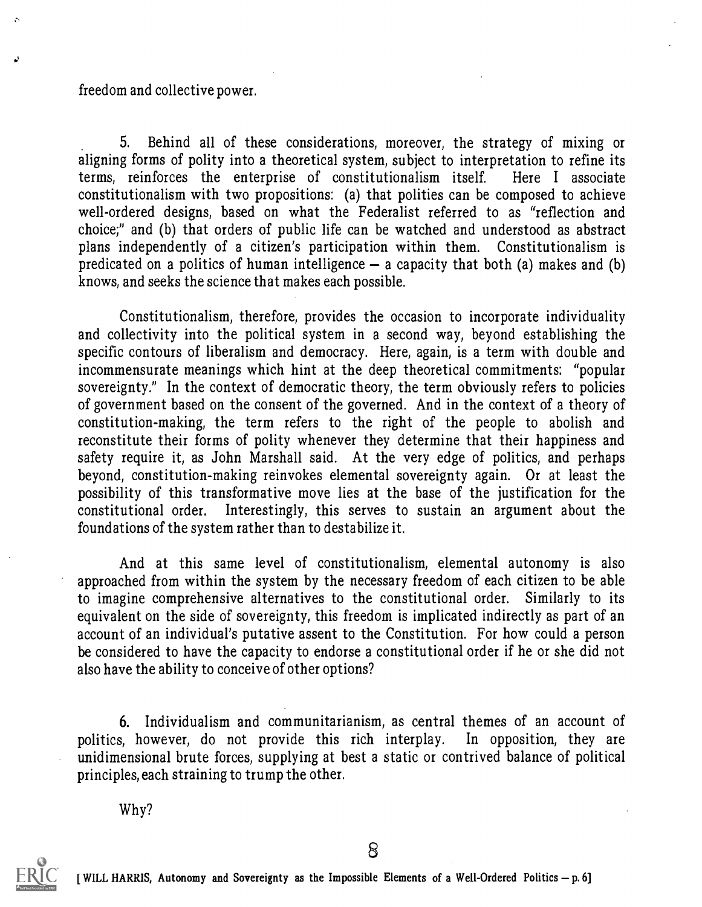freedom and collective power.

5. Behind all of these considerations, moreover, the strategy of mixing or aligning forms of polity into a theoretical system, subject to interpretation to refine its terms, reinforces the enterprise of constitutionalism itself. Here I associate constitutionalism with two propositions: (a) that polities can be composed to achieve well-ordered designs, based on what the Federalist referred to as "reflection and choice;" and (b) that orders of public life can be watched and understood as abstract plans independently of a citizen's participation within them. Constitutionalism is predicated on a politics of human intelligence — a capacity that both (a) makes and (b) knows, and seeks the science that makes each possible.

Constitutionalism, therefore, provides the occasion to incorporate individuality and collectivity into the political system in a second way, beyond establishing the specific contours of liberalism and democracy. Here, again, is a term with double and incommensurate meanings which hint at the deep theoretical commitments: "popular sovereignty." In the context of democratic theory, the term obviously refers to policies of government based on the consent of the governed. And in the context of a theory of constitution-making, the term refers to the right of the people to abolish and reconstitute their forms of polity whenever they determine that their happiness and safety require it, as John Marshall said. At the very edge of politics, and perhaps beyond, constitution-making reinvokes elemental sovereignty again. Or at least the possibility of this transformative move lies at the base of the justification for the constitutional order. Interestingly, this serves to sustain an argument about the foundations of the system rather than to destabilize it.

And at this same level of constitutionalism, elemental autonomy is also approached from within the system by the necessary freedom of each citizen to be able to imagine comprehensive alternatives to the constitutional order. Similarly to its equivalent on the side of sovereignty, this freedom is implicated indirectly as part of an account of an individual's putative assent to the Constitution. For how could a person be considered to have the capacity to endorse a constitutional order if he or she did not also have the ability to conceive of other options?

6. Individualism and communitarianism, as central themes of an account of politics, however, do not provide this rich interplay. In opposition, they are unidimensional brute forces, supplying at best a static or contrived balance of political principles, each straining to trump the other.

Why?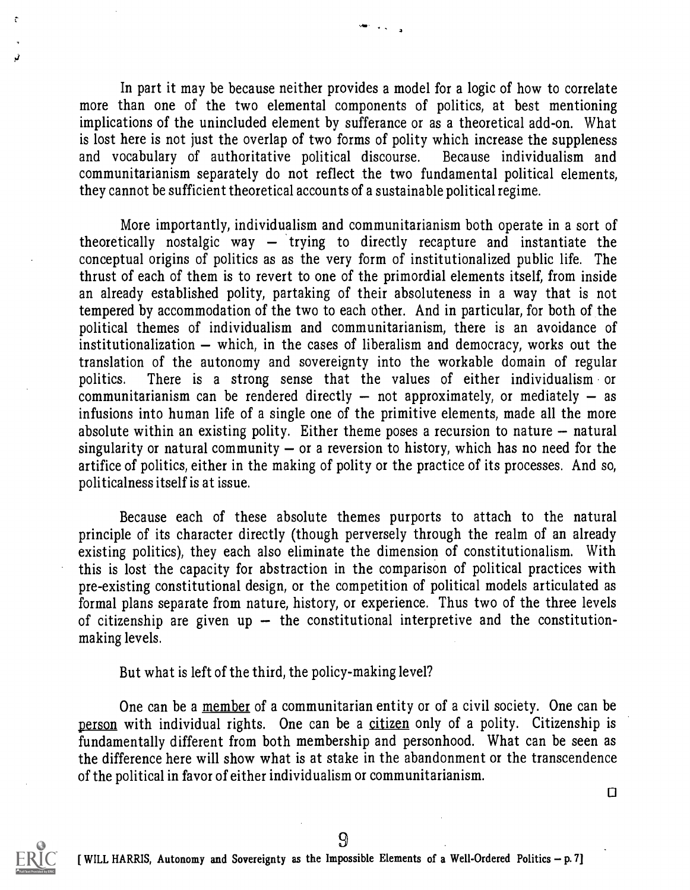In part it may be because neither provides a model for a logic of how to correlate more than one of the two elemental components of politics, at best mentioning implications of the unincluded element by sufferance or as a theoretical add-on. What is lost here is not just the overlap of two forms of polity which increase the suppleness and vocabulary of authoritative political discourse. Because individualism and communitarianism separately do not reflect the two fundamental political elements, they cannot be sufficient theoretical accounts of a sustainable political regime.

More importantly, individualism and communitarianism both operate in a sort of theoretically nostalgic way — trying to directly recapture and instantiate the conceptual origins of politics as as the very form of institutionalized public life. The thrust of each of them is to revert to one of the primordial elements itself, from inside an already established polity, partaking of their absoluteness in a way that is not tempered by accommodation of the two to each other. And in particular, for both of the political themes of individualism and communitarianism, there is an avoidance of institutionalization — which, in the cases of liberalism and democracy, works out the translation of the autonomy and sovereignty into the workable domain of regular politics. There is a strong sense that the values of either individualism or communitarianism can be rendered directly — not approximately, or mediately — as infusions into human life of a single one of the primitive elements, made all the more absolute within an existing polity. Either theme poses a recursion to nature — natural singularity or natural community — or a reversion to history, which has no need for the artifice of politics, either in the making of polity or the practice of its processes. And so, politicalness itself is at issue.

Because each of these absolute themes purports to attach to the natural principle of its character directly (though perversely through the realm of an already existing politics), they each also eliminate the dimension of constitutionalism. With this is lost the capacity for abstraction in the comparison of political practices with pre-existing constitutional design, or the competition of political models articulated as formal plans separate from nature, history, or experience. Thus two of the three levels of citizenship are given up — the constitutional interpretive and the constitution-making levels.

But what is left of the third, the policy-making level?

One can be a <u>member</u> of a communitarian entity or of a civil society. One can be <u>person</u> with individual rights. One can be a <u>citizen</u> only of a polity. Citizenship is fundamentally different from both membership and personhood. What can be seen as the difference here will show what is at stake in the abandonment or the transcendence of the political in favor of either individualism or communitarianism.

□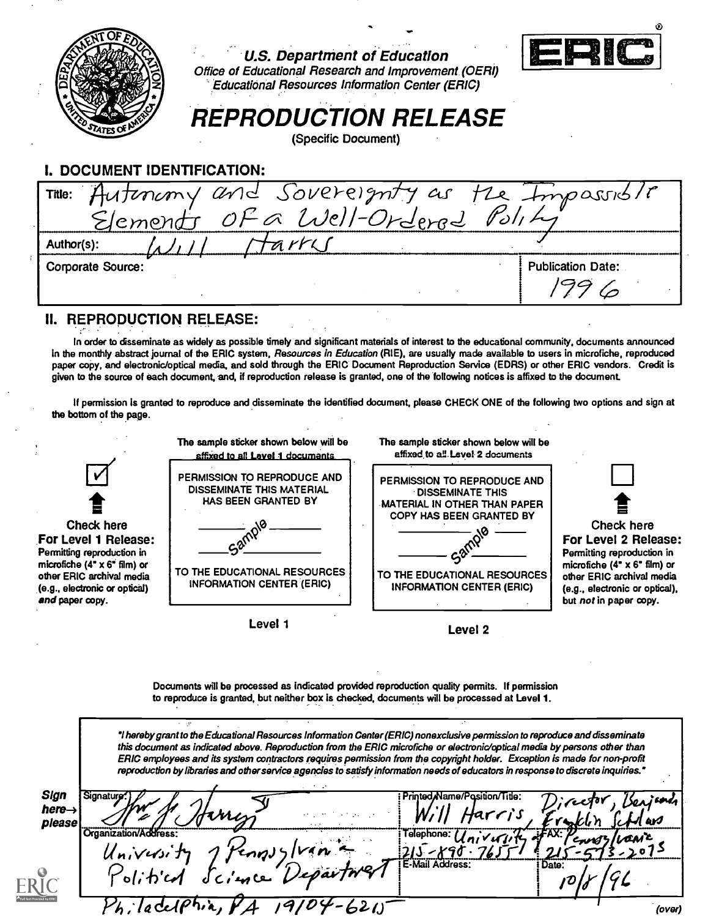U.S. Department of Education
Office of Educational Research and Improvement (OERI)
Educational Resources Information Center (ERIC)

ERIC®

# REPRODUCTION RELEASE

(Specific Document)

## I. DOCUMENT IDENTIFICATION:

| | |
|---|---|
| Title: Autonomy and Sovereignty as the Impossible Elements of a Well-Ordered Polity | |
| Author(s): Will Harris | |
| Corporate Source: | Publication Date: 1996 |

## II. REPRODUCTION RELEASE:

In order to disseminate as widely as possible timely and significant materials of interest to the educational community, documents announced in the monthly abstract journal of the ERIC system, *Resources in Education* (RIE), are usually made available to users in microfiche, reproduced paper copy, and electronic/optical media, and sold through the ERIC Document Reproduction Service (EDRS) or other ERIC vendors. Credit is given to the source of each document, and, if reproduction release is granted, one of the following notices is affixed to the document.

If permission is granted to reproduce and disseminate the identified document, please CHECK ONE of the following two options and sign at the bottom of the page.

| | The sample sticker shown below will be affixed to all Level 1 documents | The sample sticker shown below will be affixed to all Level 2 documents | |
|---|---|---|---|
| ☑ Check here **For Level 1 Release:** Permitting reproduction in microfiche (4" x 6" film) or other ERIC archival media (e.g., electronic or optical) *and* paper copy. | PERMISSION TO REPRODUCE AND DISSEMINATE THIS MATERIAL HAS BEEN GRANTED BY Sample TO THE EDUCATIONAL RESOURCES INFORMATION CENTER (ERIC) | PERMISSION TO REPRODUCE AND DISSEMINATE THIS MATERIAL IN OTHER THAN PAPER COPY HAS BEEN GRANTED BY Sample TO THE EDUCATIONAL RESOURCES INFORMATION CENTER (ERIC) | ☐ Check here **For Level 2 Release:** Permitting reproduction in microfiche (4" x 6" film) or other ERIC archival media (e.g., electronic or optical), but *not* in paper copy. |
| | Level 1 | Level 2 | |

Documents will be processed as indicated provided reproduction quality permits. If permission to reproduce is granted, but neither box is checked, documents will be processed at Level 1.

*"I hereby grant to the Educational Resources Information Center (ERIC) nonexclusive permission to reproduce and disseminate this document as indicated above. Reproduction from the ERIC microfiche or electronic/optical media by persons other than ERIC employees and its system contractors requires permission from the copyright holder. Exception is made for non-profit reproduction by libraries and other service agencies to satisfy information needs of educators in response to discrete inquiries."*

**Sign here→ please**

| | |
|---|---|
| Signature: Wm. F. Harris II | Printed Name/Position/Title: Will Harris, Director, Benjamin Franklin Scholars |
| Organization/Address: University of Pennsylvania Political Science Department Philadelphia, PA 19104-6215 | Telephone: University of Pennsylvania 215-898-7655 FAX: 215-573-2073 |
| | E-Mail Address: Date: 10/8/96 |

(over)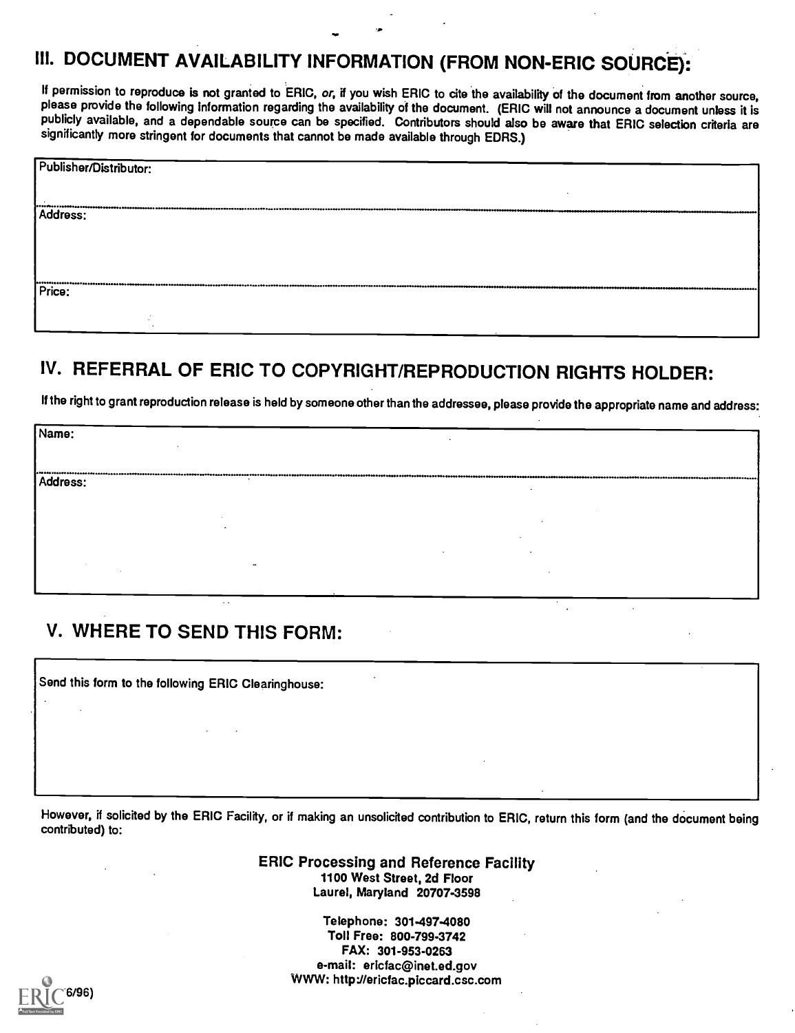## III. DOCUMENT AVAILABILITY INFORMATION (FROM NON-ERIC SOURCE):

If permission to reproduce is not granted to ERIC, *or*, if you wish ERIC to cite the availability of the document from another source, please provide the following information regarding the availability of the document. (ERIC will not announce a document unless it is publicly available, and a dependable source can be specified. Contributors should also be aware that ERIC selection criteria are significantly more stringent for documents that cannot be made available through EDRS.)

Publisher/Distributor:

Address:

Price:

## IV. REFERRAL OF ERIC TO COPYRIGHT/REPRODUCTION RIGHTS HOLDER:

If the right to grant reproduction release is held by someone other than the addressee, please provide the appropriate name and address:

Name:

Address:

## V. WHERE TO SEND THIS FORM:

Send this form to the following ERIC Clearinghouse:

However, if solicited by the ERIC Facility, or if making an unsolicited contribution to ERIC, return this form (and the document being contributed) to:

**ERIC Processing and Reference Facility**
**1100 West Street, 2d Floor**
**Laurel, Maryland 20707-3598**

**Telephone: 301-497-4080**
**Toll Free: 800-799-3742**
**FAX: 301-953-0263**
**e-mail: ericfac@inet.ed.gov**
**WWW: http://ericfac.piccard.csc.com**

(Rev. 6/96)